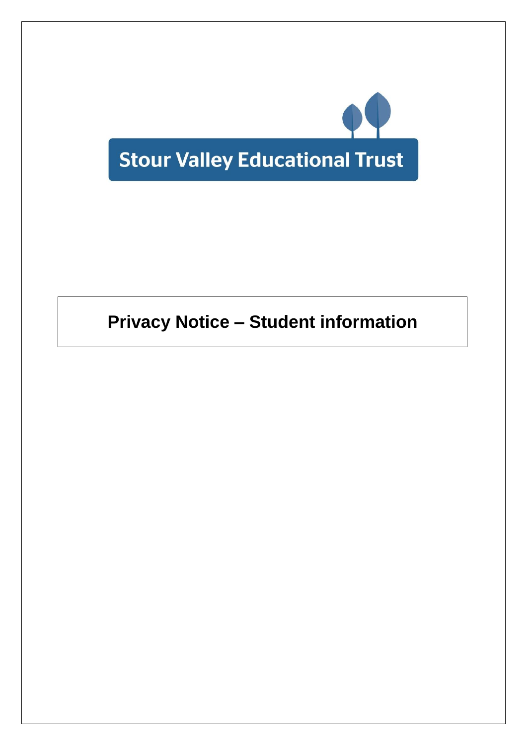Stour Valley Educational Trust

# Privacy Notice – Student information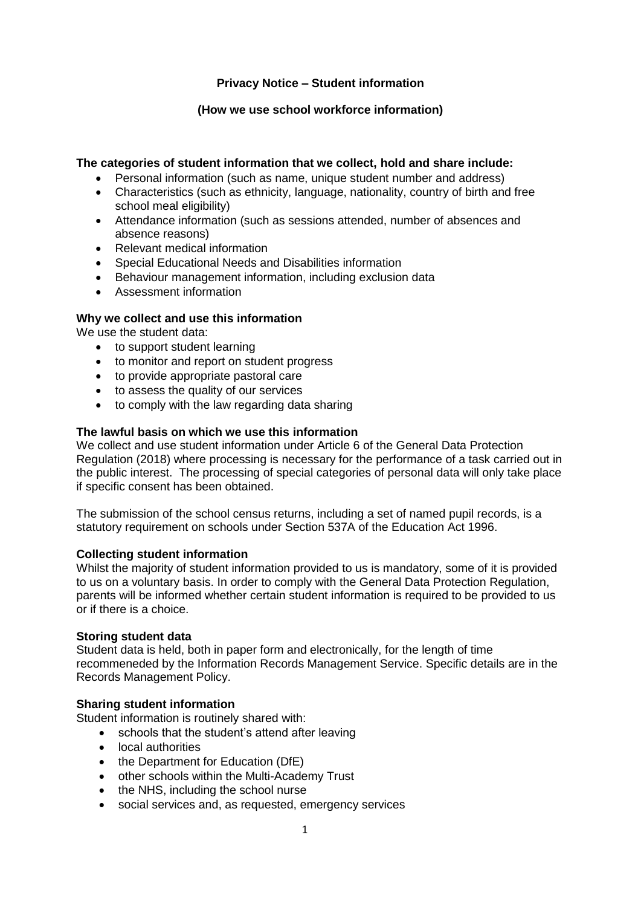**Privacy Notice – Student information**

**(How we use school workforce information)**

**The categories of student information that we collect, hold and share include:**

- Personal information (such as name, unique student number and address)
- Characteristics (such as ethnicity, language, nationality, country of birth and free school meal eligibility)
- Attendance information (such as sessions attended, number of absences and absence reasons)
- Relevant medical information
- Special Educational Needs and Disabilities information
- Behaviour management information, including exclusion data
- Assessment information

**Why we collect and use this information**

We use the student data:

- to support student learning
- to monitor and report on student progress
- to provide appropriate pastoral care
- to assess the quality of our services
- to comply with the law regarding data sharing

**The lawful basis on which we use this information**

We collect and use student information under Article 6 of the General Data Protection Regulation (2018) where processing is necessary for the performance of a task carried out in the public interest. The processing of special categories of personal data will only take place if specific consent has been obtained.

The submission of the school census returns, including a set of named pupil records, is a statutory requirement on schools under Section 537A of the Education Act 1996.

**Collecting student information**

Whilst the majority of student information provided to us is mandatory, some of it is provided to us on a voluntary basis. In order to comply with the General Data Protection Regulation, parents will be informed whether certain student information is required to be provided to us or if there is a choice.

**Storing student data**

Student data is held, both in paper form and electronically, for the length of time recommeneded by the Information Records Management Service. Specific details are in the Records Management Policy.

**Sharing student information**

Student information is routinely shared with:

- schools that the student's attend after leaving
- local authorities
- the Department for Education (DfE)
- other schools within the Multi-Academy Trust
- the NHS, including the school nurse
- social services and, as requested, emergency services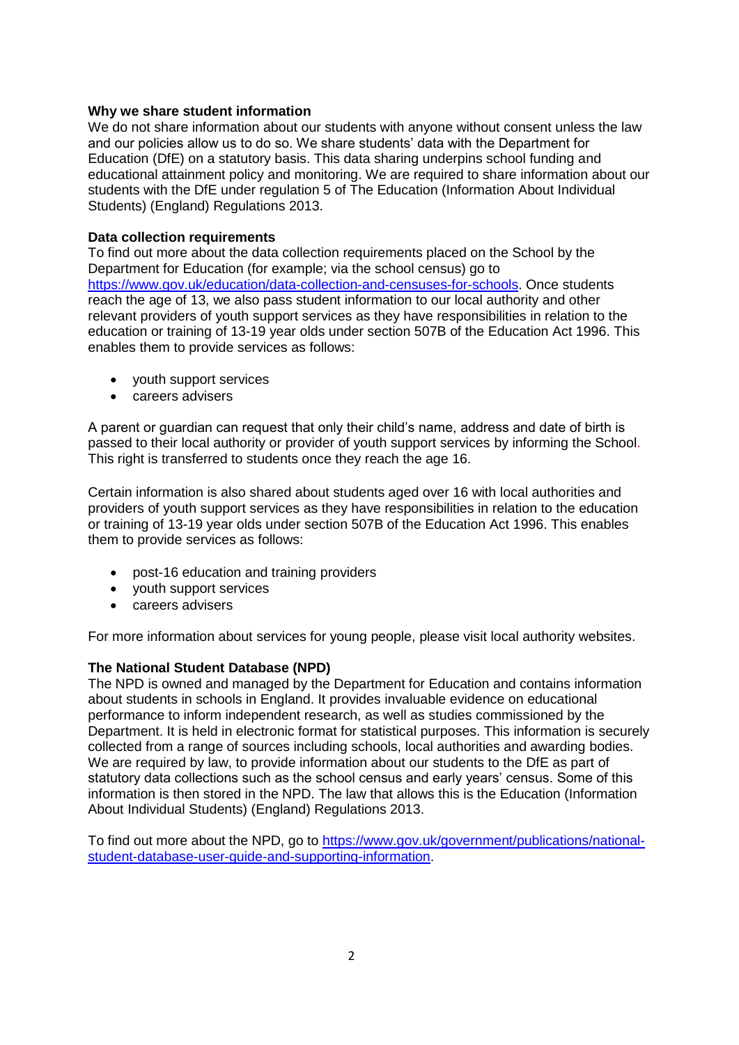**Why we share student information**

We do not share information about our students with anyone without consent unless the law and our policies allow us to do so. We share students' data with the Department for Education (DfE) on a statutory basis. This data sharing underpins school funding and educational attainment policy and monitoring. We are required to share information about our students with the DfE under regulation 5 of The Education (Information About Individual Students) (England) Regulations 2013.

**Data collection requirements**

To find out more about the data collection requirements placed on the School by the Department for Education (for example; via the school census) go to [https://www.gov.uk/education/data-collection-and-censuses-for-schools](https://www.gov.uk/education/data-collection-and-censuses-for-schools). Once students reach the age of 13, we also pass student information to our local authority and other relevant providers of youth support services as they have responsibilities in relation to the education or training of 13-19 year olds under section 507B of the Education Act 1996. This enables them to provide services as follows:

- youth support services
- careers advisers

A parent or guardian can request that only their child's name, address and date of birth is passed to their local authority or provider of youth support services by informing the School. This right is transferred to students once they reach the age 16.

Certain information is also shared about students aged over 16 with local authorities and providers of youth support services as they have responsibilities in relation to the education or training of 13-19 year olds under section 507B of the Education Act 1996. This enables them to provide services as follows:

- post-16 education and training providers
- youth support services
- careers advisers

For more information about services for young people, please visit local authority websites.

**The National Student Database (NPD)**

The NPD is owned and managed by the Department for Education and contains information about students in schools in England. It provides invaluable evidence on educational performance to inform independent research, as well as studies commissioned by the Department. It is held in electronic format for statistical purposes. This information is securely collected from a range of sources including schools, local authorities and awarding bodies. We are required by law, to provide information about our students to the DfE as part of statutory data collections such as the school census and early years' census. Some of this information is then stored in the NPD. The law that allows this is the Education (Information About Individual Students) (England) Regulations 2013.

To find out more about the NPD, go to [https://www.gov.uk/government/publications/national-student-database-user-guide-and-supporting-information](https://www.gov.uk/government/publications/national-student-database-user-guide-and-supporting-information).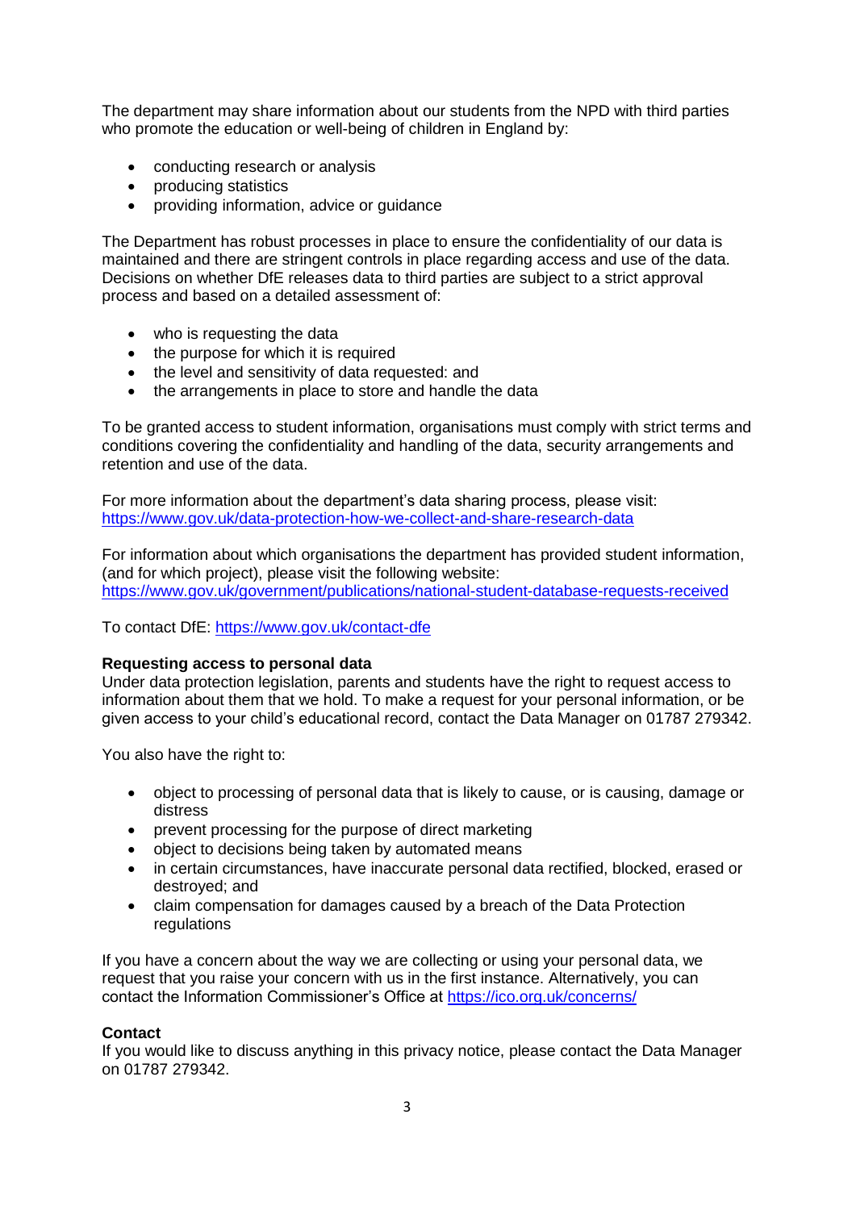The department may share information about our students from the NPD with third parties who promote the education or well-being of children in England by:

- conducting research or analysis
- producing statistics
- providing information, advice or guidance

The Department has robust processes in place to ensure the confidentiality of our data is maintained and there are stringent controls in place regarding access and use of the data. Decisions on whether DfE releases data to third parties are subject to a strict approval process and based on a detailed assessment of:

- who is requesting the data
- the purpose for which it is required
- the level and sensitivity of data requested: and
- the arrangements in place to store and handle the data

To be granted access to student information, organisations must comply with strict terms and conditions covering the confidentiality and handling of the data, security arrangements and retention and use of the data.

For more information about the department's data sharing process, please visit: https://www.gov.uk/data-protection-how-we-collect-and-share-research-data

For information about which organisations the department has provided student information, (and for which project), please visit the following website: https://www.gov.uk/government/publications/national-student-database-requests-received

To contact DfE: https://www.gov.uk/contact-dfe

**Requesting access to personal data**

Under data protection legislation, parents and students have the right to request access to information about them that we hold. To make a request for your personal information, or be given access to your child's educational record, contact the Data Manager on 01787 279342.

You also have the right to:

- object to processing of personal data that is likely to cause, or is causing, damage or distress
- prevent processing for the purpose of direct marketing
- object to decisions being taken by automated means
- in certain circumstances, have inaccurate personal data rectified, blocked, erased or destroyed; and
- claim compensation for damages caused by a breach of the Data Protection regulations

If you have a concern about the way we are collecting or using your personal data, we request that you raise your concern with us in the first instance. Alternatively, you can contact the Information Commissioner's Office at https://ico.org.uk/concerns/

**Contact**

If you would like to discuss anything in this privacy notice, please contact the Data Manager on 01787 279342.